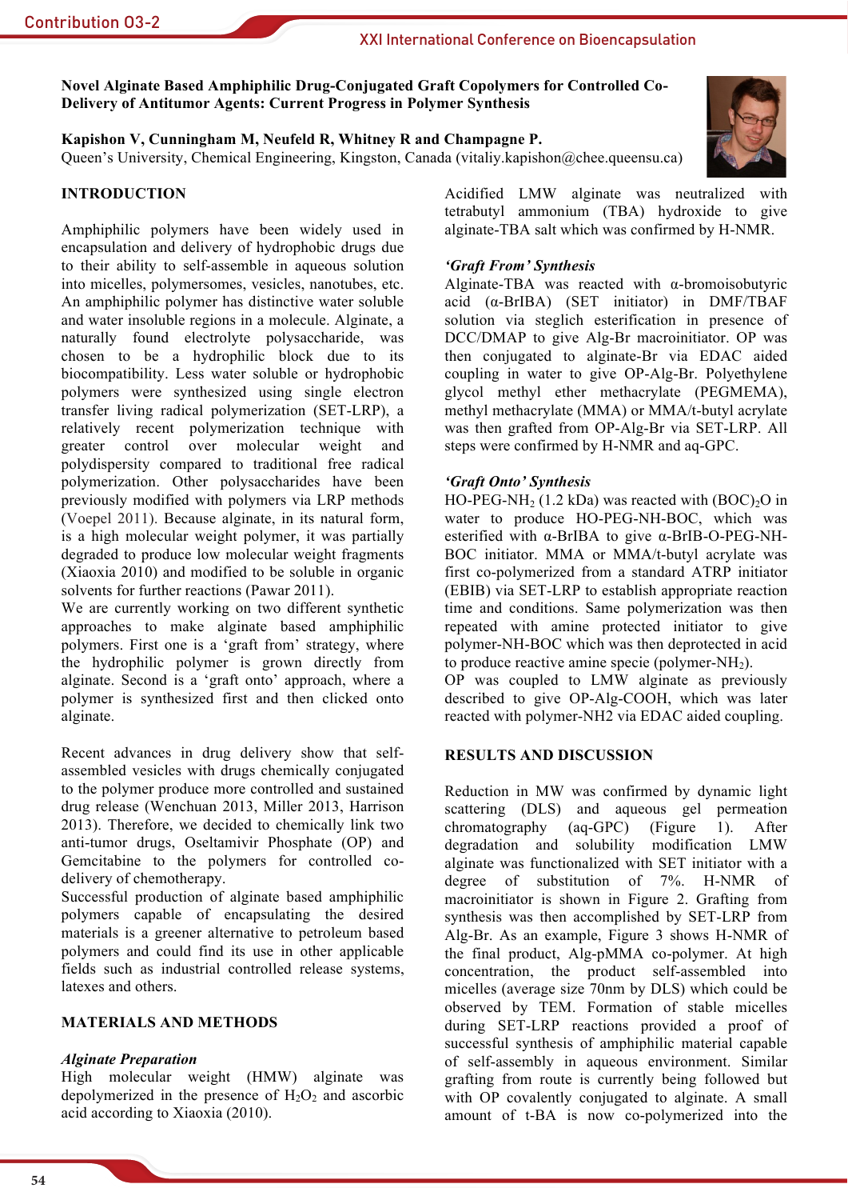**Novel Alginate Based Amphiphilic Drug-Conjugated Graft Copolymers for Controlled Co-Delivery of Antitumor Agents: Current Progress in Polymer Synthesis**

**Kapishon V, Cunningham M, Neufeld R, Whitney R and Champagne P.**
Queen's University, Chemical Engineering, Kingston, Canada (vitaliy.kapishon@chee.queensu.ca)

## INTRODUCTION

Amphiphilic polymers have been widely used in encapsulation and delivery of hydrophobic drugs due to their ability to self-assemble in aqueous solution into micelles, polymersomes, vesicles, nanotubes, etc. An amphiphilic polymer has distinctive water soluble and water insoluble regions in a molecule. Alginate, a naturally found electrolyte polysaccharide, was chosen to be a hydrophilic block due to its biocompatibility. Less water soluble or hydrophobic polymers were synthesized using single electron transfer living radical polymerization (SET-LRP), a relatively recent polymerization technique with greater control over molecular weight and polydispersity compared to traditional free radical polymerization. Other polysaccharides have been previously modified with polymers via LRP methods (Voepel 2011). Because alginate, in its natural form, is a high molecular weight polymer, it was partially degraded to produce low molecular weight fragments (Xiaoxia 2010) and modified to be soluble in organic solvents for further reactions (Pawar 2011).
We are currently working on two different synthetic approaches to make alginate based amphiphilic polymers. First one is a 'graft from' strategy, where the hydrophilic polymer is grown directly from alginate. Second is a 'graft onto' approach, where a polymer is synthesized first and then clicked onto alginate.

Recent advances in drug delivery show that self-assembled vesicles with drugs chemically conjugated to the polymer produce more controlled and sustained drug release (Wenchuan 2013, Miller 2013, Harrison 2013). Therefore, we decided to chemically link two anti-tumor drugs, Oseltamivir Phosphate (OP) and Gemcitabine to the polymers for controlled co-delivery of chemotherapy.
Successful production of alginate based amphiphilic polymers capable of encapsulating the desired materials is a greener alternative to petroleum based polymers and could find its use in other applicable fields such as industrial controlled release systems, latexes and others.

## MATERIALS AND METHODS

### *Alginate Preparation*

High molecular weight (HMW) alginate was depolymerized in the presence of $H_2O_2$ and ascorbic acid according to Xiaoxia (2010).

Acidified LMW alginate was neutralized with tetrabutyl ammonium (TBA) hydroxide to give alginate-TBA salt which was confirmed by H-NMR.

### *'Graft From' Synthesis*

Alginate-TBA was reacted with α-bromoisobutyric acid (α-BrIBA) (SET initiator) in DMF/TBAF solution via steglich esterification in presence of DCC/DMAP to give Alg-Br macroinitiator. OP was then conjugated to alginate-Br via EDAC aided coupling in water to give OP-Alg-Br. Polyethylene glycol methyl ether methacrylate (PEGMEMA), methyl methacrylate (MMA) or MMA/t-butyl acrylate was then grafted from OP-Alg-Br via SET-LRP. All steps were confirmed by H-NMR and aq-GPC.

### *'Graft Onto' Synthesis*

HO-PEG-$NH_2$ (1.2 kDa) was reacted with $(BOC)_2O$ in water to produce HO-PEG-NH-BOC, which was esterified with α-BrIBA to give α-BrIB-O-PEG-NH-BOC initiator. MMA or MMA/t-butyl acrylate was first co-polymerized from a standard ATRP initiator (EBIB) via SET-LRP to establish appropriate reaction time and conditions. Same polymerization was then repeated with amine protected initiator to give polymer-NH-BOC which was then deprotected in acid to produce reactive amine specie (polymer-$NH_2$).
OP was coupled to LMW alginate as previously described to give OP-Alg-COOH, which was later reacted with polymer-NH2 via EDAC aided coupling.

## RESULTS AND DISCUSSION

Reduction in MW was confirmed by dynamic light scattering (DLS) and aqueous gel permeation chromatography (aq-GPC) (Figure 1). After degradation and solubility modification LMW alginate was functionalized with SET initiator with a degree of substitution of 7%. H-NMR of macroinitiator is shown in Figure 2. Grafting from synthesis was then accomplished by SET-LRP from Alg-Br. As an example, Figure 3 shows H-NMR of the final product, Alg-pMMA co-polymer. At high concentration, the product self-assembled into micelles (average size 70nm by DLS) which could be observed by TEM. Formation of stable micelles during SET-LRP reactions provided a proof of successful synthesis of amphiphilic material capable of self-assembly in aqueous environment. Similar grafting from route is currently being followed but with OP covalently conjugated to alginate. A small amount of t-BA is now co-polymerized into the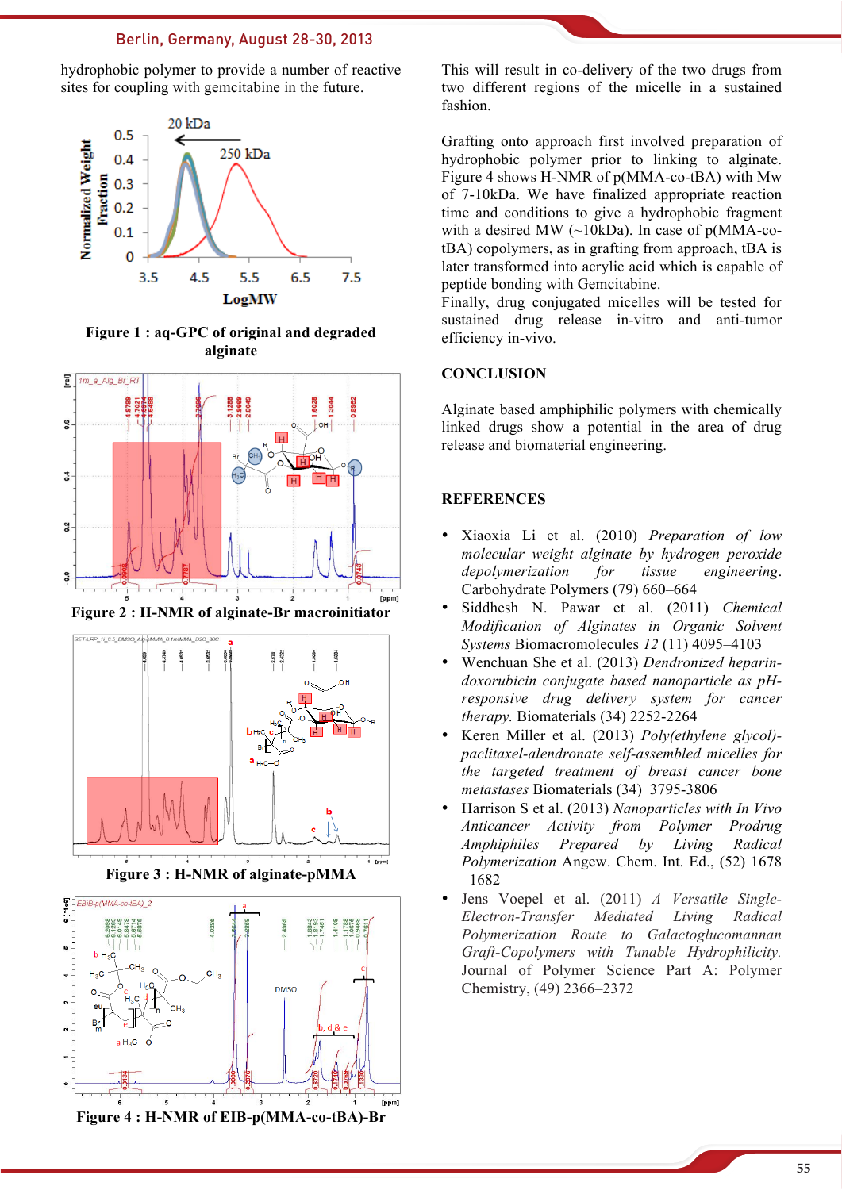hydrophobic polymer to provide a number of reactive sites for coupling with gemcitabine in the future.

20 kDa
250 kDa
Normalized Weight Fraction
0.5
0.4
0.3
0.2
0.1
0
3.5
4.5
5.5
6.5
7.5
LogMW

**Figure 1 : aq-GPC of original and degraded alginate**

**Figure 2 : H-NMR of alginate-Br macroinitiator**

**Figure 3 : H-NMR of alginate-pMMA**

**Figure 4 : H-NMR of EIB-p(MMA-co-tBA)-Br**

This will result in co-delivery of the two drugs from two different regions of the micelle in a sustained fashion.

Grafting onto approach first involved preparation of hydrophobic polymer prior to linking to alginate. Figure 4 shows H-NMR of p(MMA-co-tBA) with Mw of 7-10kDa. We have finalized appropriate reaction time and conditions to give a hydrophobic fragment with a desired MW (~10kDa). In case of p(MMA-co-tBA) copolymers, as in grafting from approach, tBA is later transformed into acrylic acid which is capable of peptide bonding with Gemcitabine.

Finally, drug conjugated micelles will be tested for sustained drug release in-vitro and anti-tumor efficiency in-vivo.

## CONCLUSION

Alginate based amphiphilic polymers with chemically linked drugs show a potential in the area of drug release and biomaterial engineering.

## REFERENCES

- Xiaoxia Li et al. (2010) *Preparation of low molecular weight alginate by hydrogen peroxide depolymerization for tissue engineering*. Carbohydrate Polymers (79) 660–664
- Siddhesh N. Pawar et al. (2011) *Chemical Modification of Alginates in Organic Solvent Systems* Biomacromolecules *12* (11) 4095–4103
- Wenchuan She et al. (2013) *Dendronized heparin-doxorubicin conjugate based nanoparticle as pH-responsive drug delivery system for cancer therapy.* Biomaterials (34) 2252-2264
- Keren Miller et al. (2013) *Poly(ethylene glycol)-paclitaxel-alendronate self-assembled micelles for the targeted treatment of breast cancer bone metastases* Biomaterials (34) 3795-3806
- Harrison S et al. (2013) *Nanoparticles with In Vivo Anticancer Activity from Polymer Prodrug Amphiphiles Prepared by Living Radical Polymerization* Angew. Chem. Int. Ed., (52) 1678 –1682
- Jens Voepel et al. (2011) *A Versatile Single-Electron-Transfer Mediated Living Radical Polymerization Route to Galactoglucomannan Graft-Copolymers with Tunable Hydrophilicity.* Journal of Polymer Science Part A: Polymer Chemistry, (49) 2366–2372